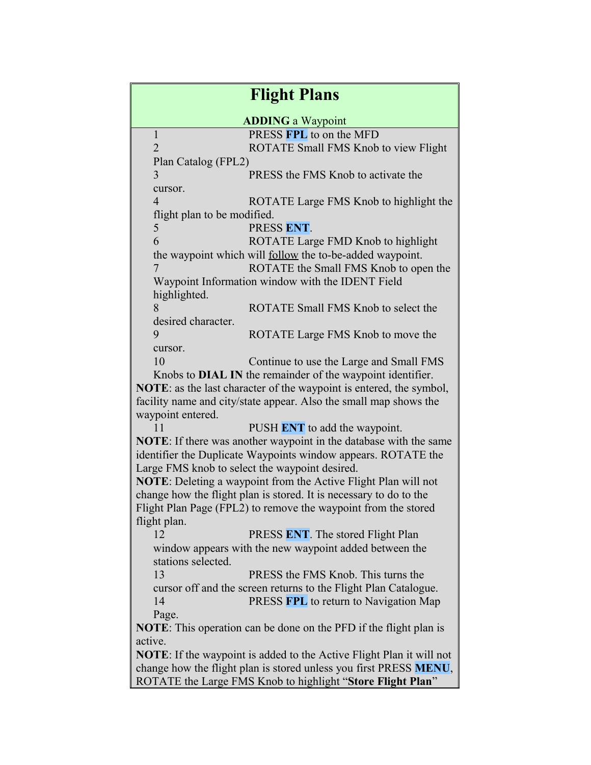# Flight Plans

**ADDING** a Waypoint

1. PRESS **FPL** to on the MFD
2. ROTATE Small FMS Knob to view Flight Plan Catalog (FPL2)
3. PRESS the FMS Knob to activate the cursor.
4. ROTATE Large FMS Knob to highlight the flight plan to be modified.
5. PRESS **ENT**.
6. ROTATE Large FMD Knob to highlight the waypoint which will <u>follow</u> the to-be-added waypoint.
7. ROTATE the Small FMS Knob to open the Waypoint Information window with the IDENT Field highlighted.
8. ROTATE Small FMS Knob to select the desired character.
9. ROTATE Large FMS Knob to move the cursor.
10. Continue to use the Large and Small FMS Knobs to **DIAL IN** the remainder of the waypoint identifier.

**NOTE**: as the last character of the waypoint is entered, the symbol, facility name and city/state appear. Also the small map shows the waypoint entered.

11. PUSH **ENT** to add the waypoint.

**NOTE**: If there was another waypoint in the database with the same identifier the Duplicate Waypoints window appears. ROTATE the Large FMS knob to select the waypoint desired.

**NOTE**: Deleting a waypoint from the Active Flight Plan will not change how the flight plan is stored. It is necessary to do to the Flight Plan Page (FPL2) to remove the waypoint from the stored flight plan.

12. PRESS **ENT**. The stored Flight Plan window appears with the new waypoint added between the stations selected.
13. PRESS the FMS Knob. This turns the cursor off and the screen returns to the Flight Plan Catalogue.
14. PRESS **FPL** to return to Navigation Map Page.

**NOTE**: This operation can be done on the PFD if the flight plan is active.

**NOTE**: If the waypoint is added to the Active Flight Plan it will not change how the flight plan is stored unless you first PRESS **MENU**, ROTATE the Large FMS Knob to highlight "**Store Flight Plan**"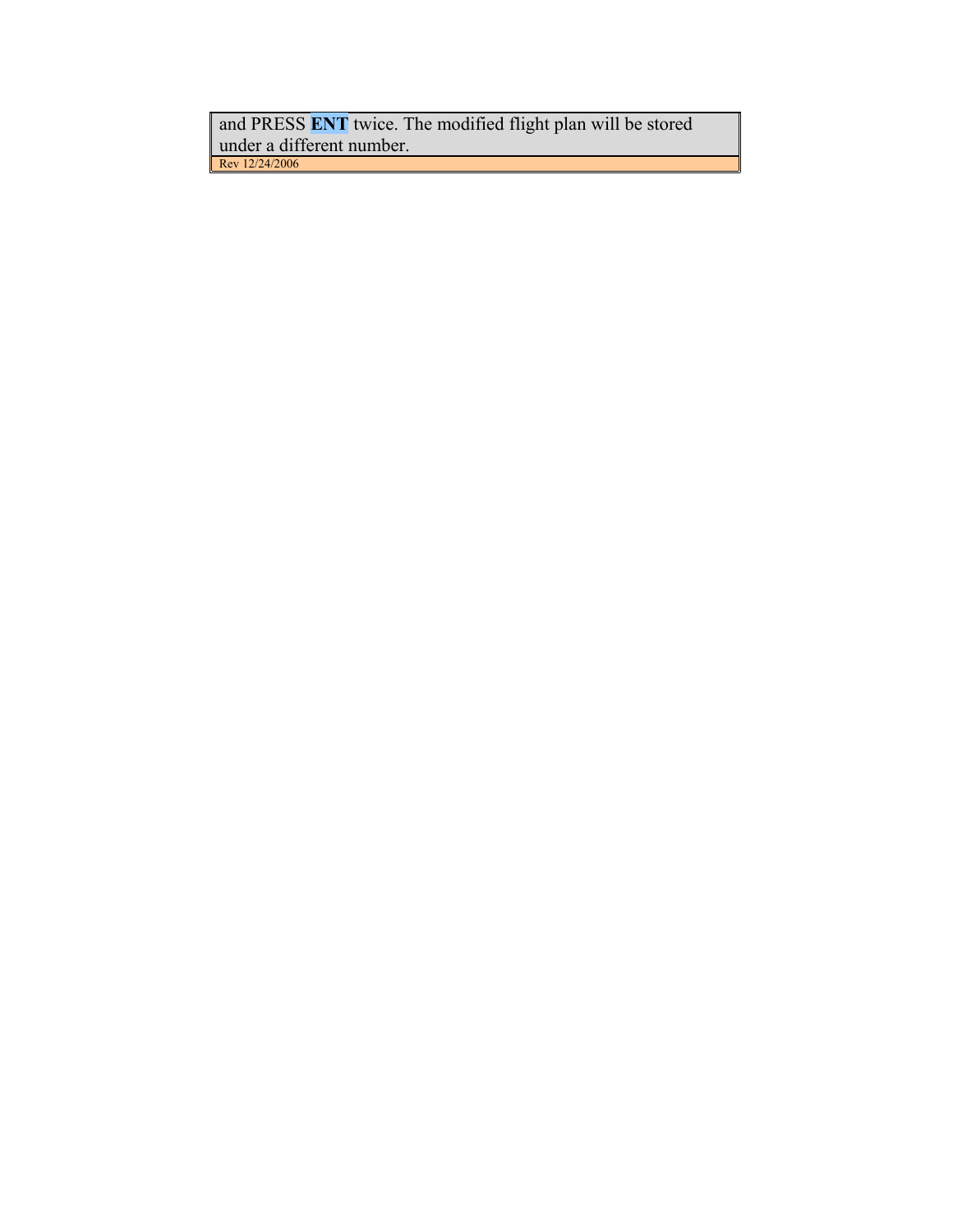and PRESS **ENT** twice. The modified flight plan will be stored under a different number.

Rev 12/24/2006